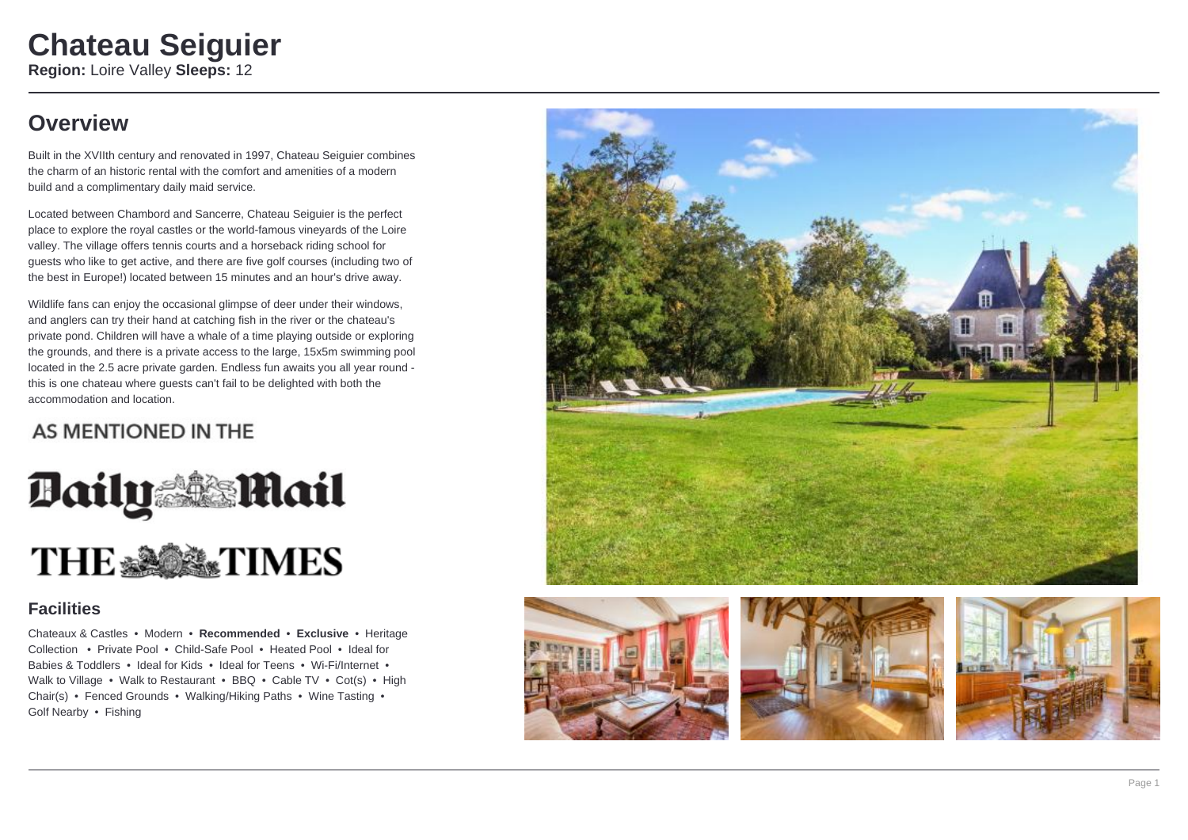# Chateau Seiguier

**Region:** Loire Valley **Sleeps:** 12

## Overview

Built in the XVIIth century and renovated in 1997, Chateau Seiguier combines the charm of an historic rental with the comfort and amenities of a modern build and a complimentary daily maid service.

Located between Chambord and Sancerre, Chateau Seiguier is the perfect place to explore the royal castles or the world-famous vineyards of the Loire valley. The village offers tennis courts and a horseback riding school for guests who like to get active, and there are five golf courses (including two of the best in Europe!) located between 15 minutes and an hour's drive away.

Wildlife fans can enjoy the occasional glimpse of deer under their windows, and anglers can try their hand at catching fish in the river or the chateau's private pond. Children will have a whale of a time playing outside or exploring the grounds, and there is a private access to the large, 15x5m swimming pool located in the 2.5 acre private garden. Endless fun awaits you all year round - this is one chateau where guests can't fail to be delighted with both the accommodation and location.

AS MENTIONED IN THE

Daily Mail

THE TIMES

### Facilities

Chateaux & Castles • Modern • **Recommended** • **Exclusive** • Heritage Collection • Private Pool • Child-Safe Pool • Heated Pool • Ideal for Babies & Toddlers • Ideal for Kids • Ideal for Teens • Wi-Fi/Internet • Walk to Village • Walk to Restaurant • BBQ • Cable TV • Cot(s) • High Chair(s) • Fenced Grounds • Walking/Hiking Paths • Wine Tasting • Golf Nearby • Fishing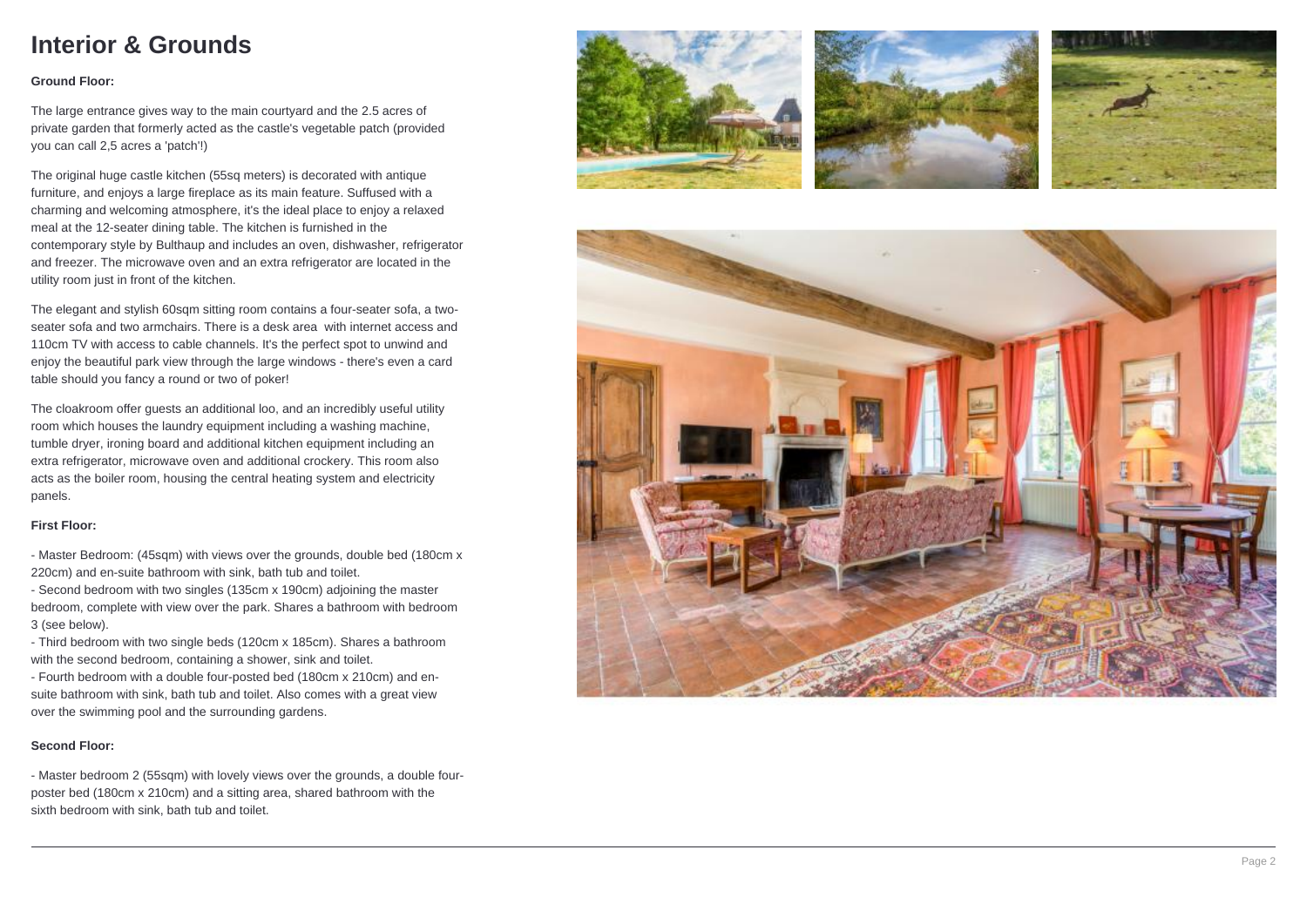# Interior & Grounds

**Ground Floor:**

The large entrance gives way to the main courtyard and the 2.5 acres of private garden that formerly acted as the castle's vegetable patch (provided you can call 2,5 acres a 'patch'!)

The original huge castle kitchen (55sq meters) is decorated with antique furniture, and enjoys a large fireplace as its main feature. Suffused with a charming and welcoming atmosphere, it's the ideal place to enjoy a relaxed meal at the 12-seater dining table. The kitchen is furnished in the contemporary style by Bulthaup and includes an oven, dishwasher, refrigerator and freezer. The microwave oven and an extra refrigerator are located in the utility room just in front of the kitchen.

The elegant and stylish 60sqm sitting room contains a four-seater sofa, a two-seater sofa and two armchairs. There is a desk area with internet access and 110cm TV with access to cable channels. It's the perfect spot to unwind and enjoy the beautiful park view through the large windows - there's even a card table should you fancy a round or two of poker!

The cloakroom offer guests an additional loo, and an incredibly useful utility room which houses the laundry equipment including a washing machine, tumble dryer, ironing board and additional kitchen equipment including an extra refrigerator, microwave oven and additional crockery. This room also acts as the boiler room, housing the central heating system and electricity panels.

**First Floor:**

- Master Bedroom: (45sqm) with views over the grounds, double bed (180cm x 220cm) and en-suite bathroom with sink, bath tub and toilet.
- Second bedroom with two singles (135cm x 190cm) adjoining the master bedroom, complete with view over the park. Shares a bathroom with bedroom 3 (see below).
- Third bedroom with two single beds (120cm x 185cm). Shares a bathroom with the second bedroom, containing a shower, sink and toilet.
- Fourth bedroom with a double four-posted bed (180cm x 210cm) and en-suite bathroom with sink, bath tub and toilet. Also comes with a great view over the swimming pool and the surrounding gardens.

**Second Floor:**

- Master bedroom 2 (55sqm) with lovely views over the grounds, a double four-poster bed (180cm x 210cm) and a sitting area, shared bathroom with the sixth bedroom with sink, bath tub and toilet.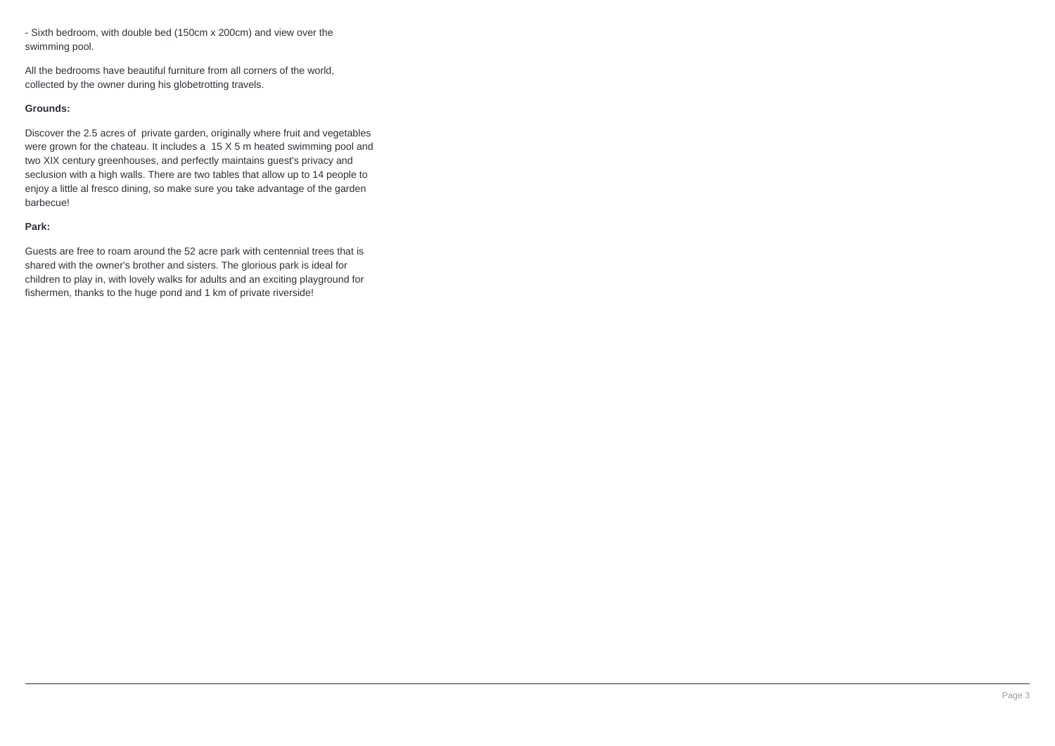- Sixth bedroom, with double bed (150cm x 200cm) and view over the swimming pool.

All the bedrooms have beautiful furniture from all corners of the world, collected by the owner during his globetrotting travels.

**Grounds:**

Discover the 2.5 acres of  private garden, originally where fruit and vegetables were grown for the chateau. It includes a  15 X 5 m heated swimming pool and two XIX century greenhouses, and perfectly maintains guest's privacy and seclusion with a high walls. There are two tables that allow up to 14 people to enjoy a little al fresco dining, so make sure you take advantage of the garden barbecue!

**Park:**

Guests are free to roam around the 52 acre park with centennial trees that is shared with the owner's brother and sisters. The glorious park is ideal for children to play in, with lovely walks for adults and an exciting playground for fishermen, thanks to the huge pond and 1 km of private riverside!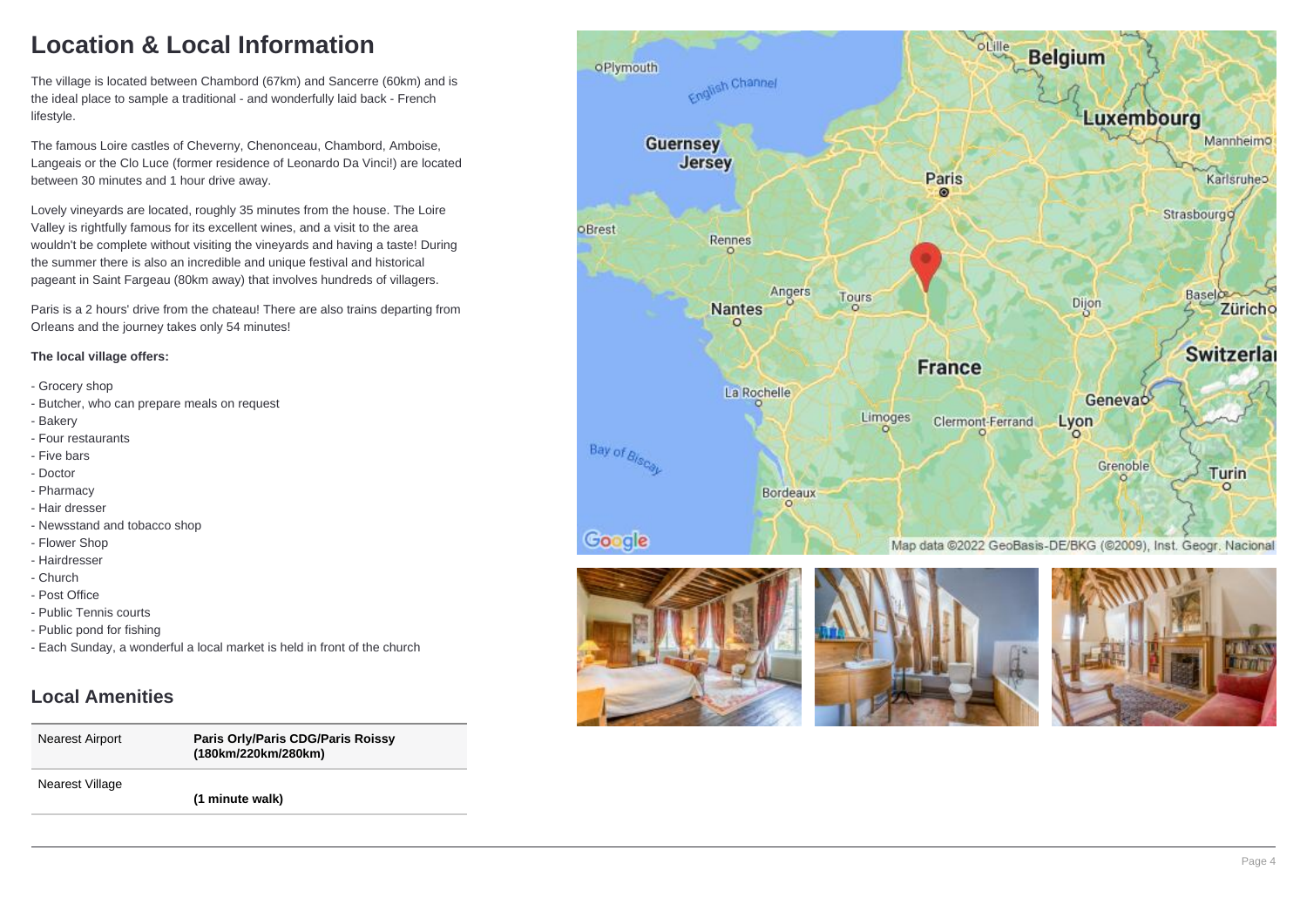# Location & Local Information

The village is located between Chambord (67km) and Sancerre (60km) and is the ideal place to sample a traditional - and wonderfully laid back - French lifestyle.

The famous Loire castles of Cheverny, Chenonceau, Chambord, Amboise, Langeais or the Clo Luce (former residence of Leonardo Da Vinci!) are located between 30 minutes and 1 hour drive away.

Lovely vineyards are located, roughly 35 minutes from the house. The Loire Valley is rightfully famous for its excellent wines, and a visit to the area wouldn't be complete without visiting the vineyards and having a taste! During the summer there is also an incredible and unique festival and historical pageant in Saint Fargeau (80km away) that involves hundreds of villagers.

Paris is a 2 hours' drive from the chateau! There are also trains departing from Orleans and the journey takes only 54 minutes!

**The local village offers:**

- Grocery shop
- Butcher, who can prepare meals on request
- Bakery
- Four restaurants
- Five bars
- Doctor
- Pharmacy
- Hair dresser
- Newsstand and tobacco shop
- Flower Shop
- Hairdresser
- Church
- Post Office
- Public Tennis courts
- Public pond for fishing
- Each Sunday, a wonderful local market is held in front of the church

## Local Amenities

| | |
|---|---|
| Nearest Airport | **Paris Orly/Paris CDG/Paris Roissy (180km/220km/280km)** |
| Nearest Village | **(1 minute walk)** |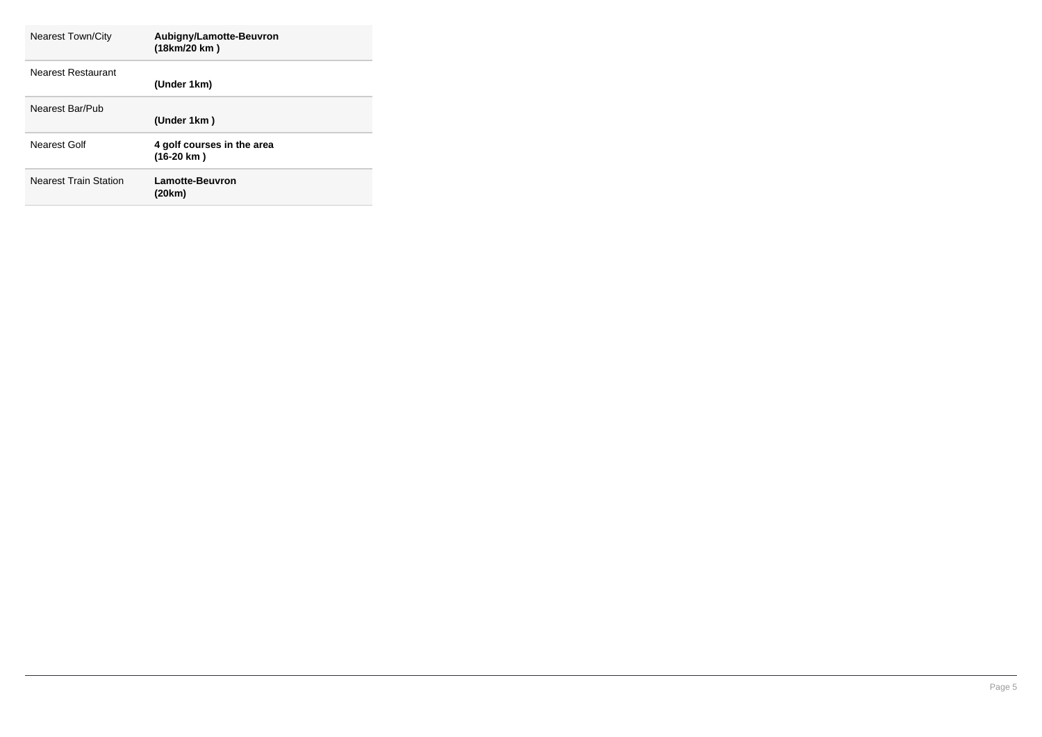| | |
|---|---|
| Nearest Town/City | **Aubigny/Lamotte-Beuvron (18km/20 km )** |
| Nearest Restaurant | **(Under 1km)** |
| Nearest Bar/Pub | **(Under 1km )** |
| Nearest Golf | **4 golf courses in the area (16-20 km )** |
| Nearest Train Station | **Lamotte-Beuvron (20km)** |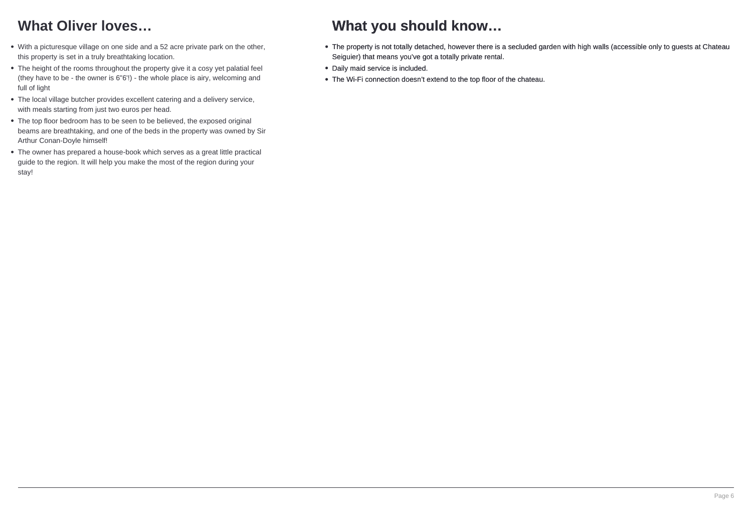## What Oliver loves…

- With a picturesque village on one side and a 52 acre private park on the other, this property is set in a truly breathtaking location.
- The height of the rooms throughout the property give it a cosy yet palatial feel (they have to be - the owner is 6"6'!) - the whole place is airy, welcoming and full of light
- The local village butcher provides excellent catering and a delivery service, with meals starting from just two euros per head.
- The top floor bedroom has to be seen to be believed, the exposed original beams are breathtaking, and one of the beds in the property was owned by Sir Arthur Conan-Doyle himself!
- The owner has prepared a house-book which serves as a great little practical guide to the region. It will help you make the most of the region during your stay!

## What you should know…

- The property is not totally detached, however there is a secluded garden with high walls (accessible only to guests at Chateau Seiguier) that means you've got a totally private rental.
- Daily maid service is included.
- The Wi-Fi connection doesn't extend to the top floor of the chateau.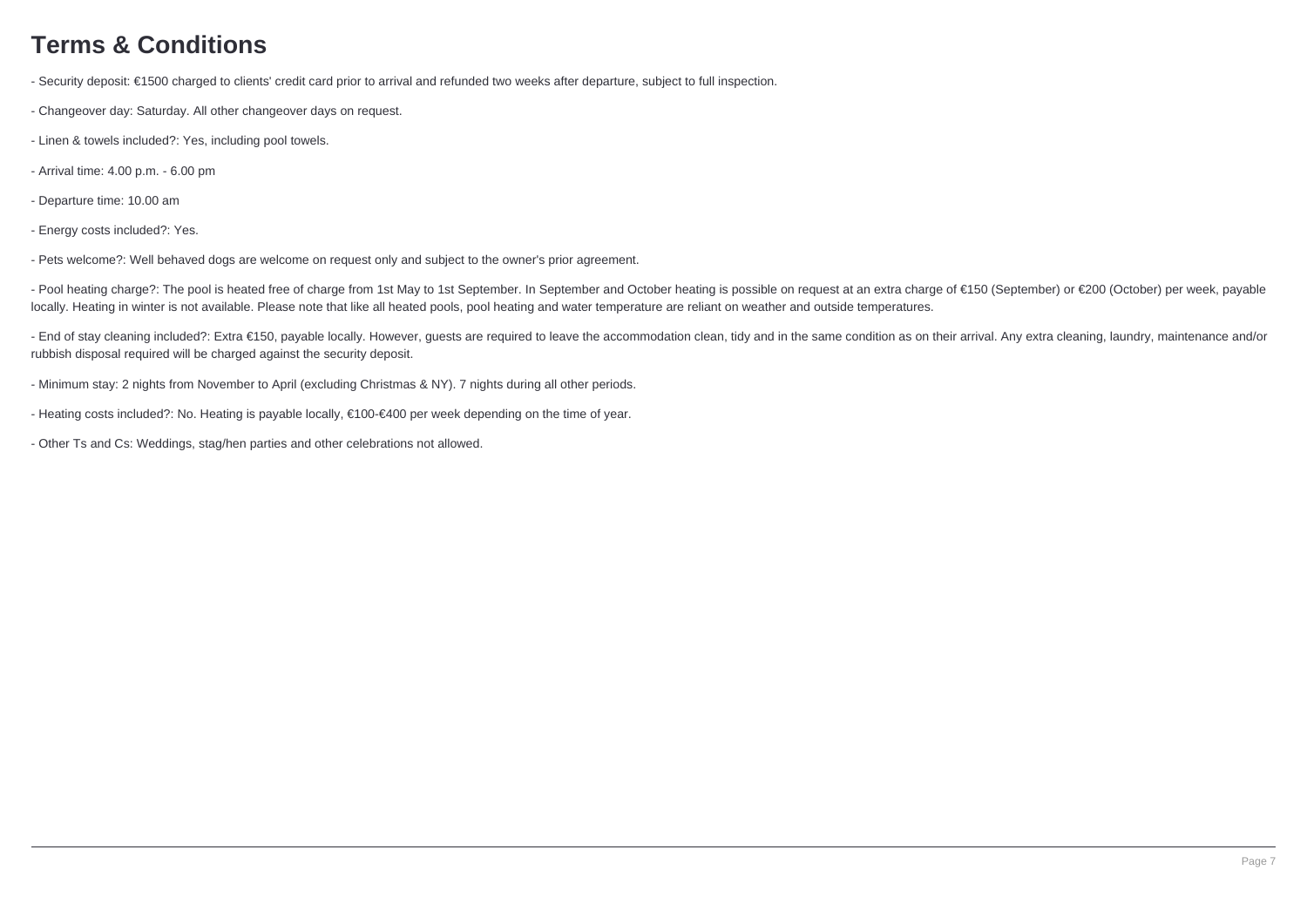# Terms & Conditions

- Security deposit: €1500 charged to clients' credit card prior to arrival and refunded two weeks after departure, subject to full inspection.

- Changeover day: Saturday. All other changeover days on request.

- Linen & towels included?: Yes, including pool towels.

- Arrival time: 4.00 p.m. - 6.00 pm

- Departure time: 10.00 am

- Energy costs included?: Yes.

- Pets welcome?: Well behaved dogs are welcome on request only and subject to the owner's prior agreement.

- Pool heating charge?: The pool is heated free of charge from 1st May to 1st September. In September and October heating is possible on request at an extra charge of €150 (September) or €200 (October) per week, payable locally. Heating in winter is not available. Please note that like all heated pools, pool heating and water temperature are reliant on weather and outside temperatures.

- End of stay cleaning included?: Extra €150, payable locally. However, guests are required to leave the accommodation clean, tidy and in the same condition as on their arrival. Any extra cleaning, laundry, maintenance and/or rubbish disposal required will be charged against the security deposit.

- Minimum stay: 2 nights from November to April (excluding Christmas & NY). 7 nights during all other periods.

- Heating costs included?: No. Heating is payable locally, €100-€400 per week depending on the time of year.

- Other Ts and Cs: Weddings, stag/hen parties and other celebrations not allowed.